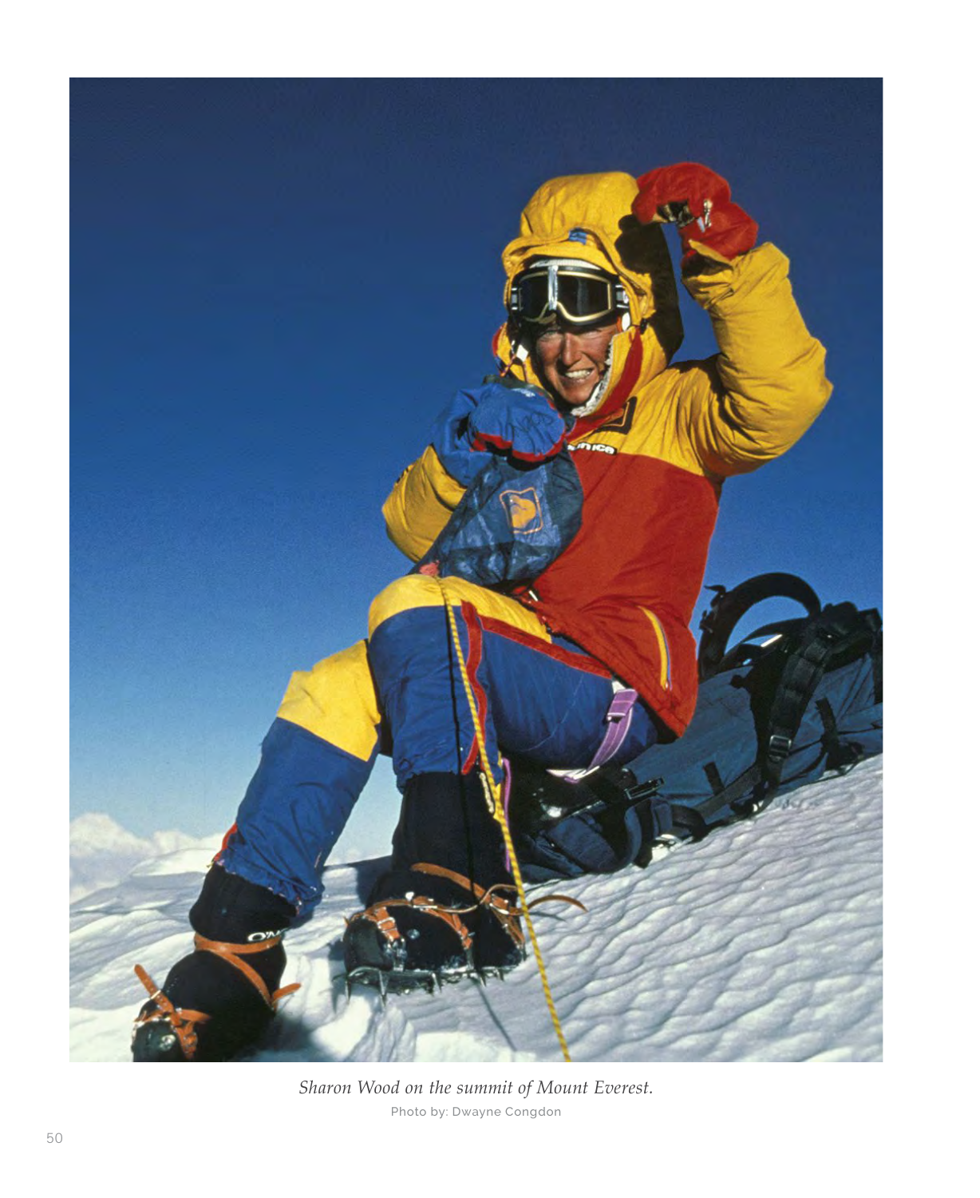*Sharon Wood on the summit of Mount Everest.*

Photo by: Dwayne Congdon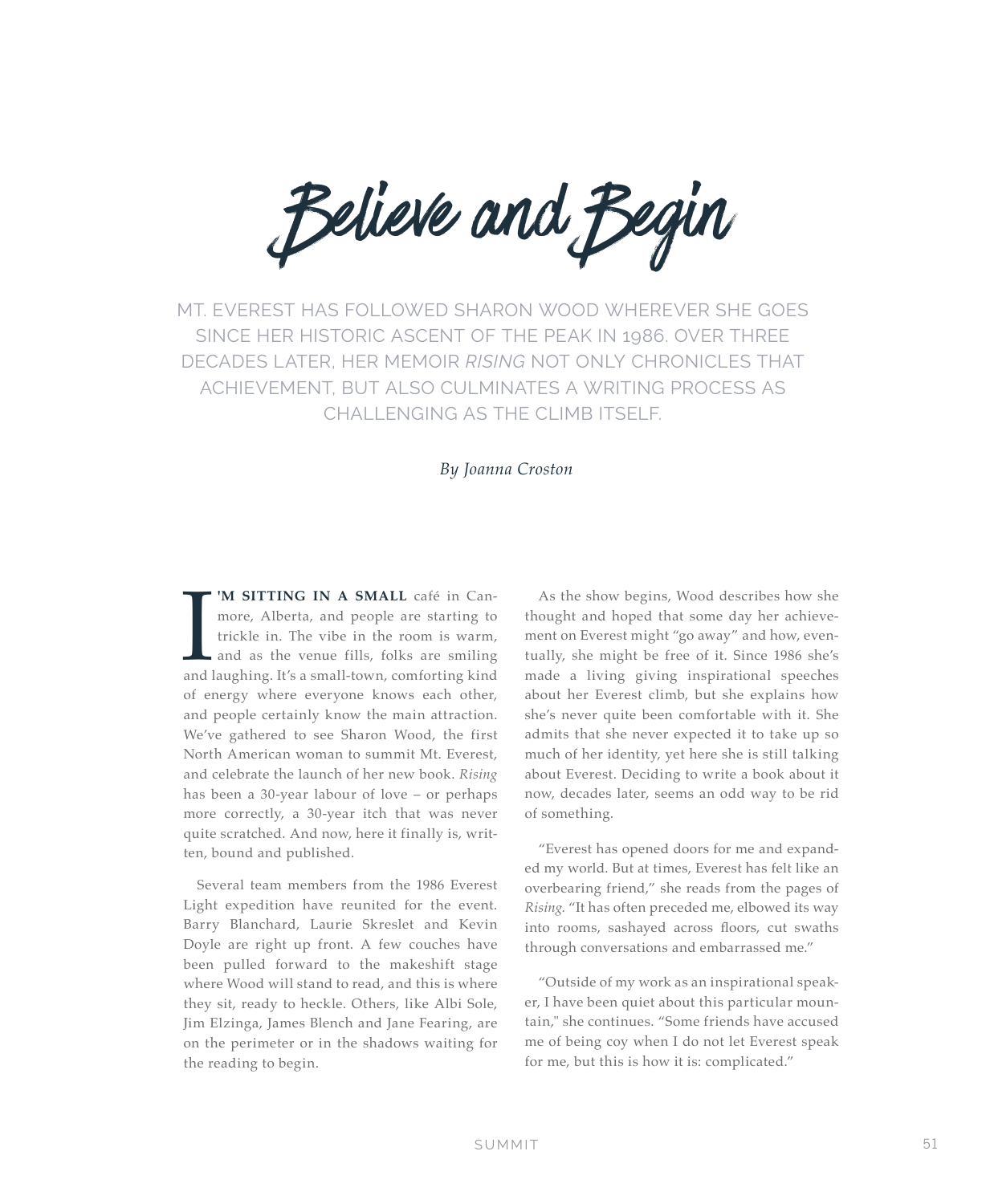# Believe and Begin

MT. EVEREST HAS FOLLOWED SHARON WOOD WHEREVER SHE GOES SINCE HER HISTORIC ASCENT OF THE PEAK IN 1986. OVER THREE DECADES LATER, HER MEMOIR *RISING* NOT ONLY CHRONICLES THAT ACHIEVEMENT, BUT ALSO CULMINATES A WRITING PROCESS AS CHALLENGING AS THE CLIMB ITSELF.

*By Joanna Croston*

**I'M SITTING IN A SMALL** café in Canmore, Alberta, and people are starting to trickle in. The vibe in the room is warm, and as the venue fills, folks are smiling and laughing. It's a small-town, comforting kind of energy where everyone knows each other, and people certainly know the main attraction. We've gathered to see Sharon Wood, the first North American woman to summit Mt. Everest, and celebrate the launch of her new book. *Rising* has been a 30-year labour of love – or perhaps more correctly, a 30-year itch that was never quite scratched. And now, here it finally is, written, bound and published.

Several team members from the 1986 Everest Light expedition have reunited for the event. Barry Blanchard, Laurie Skreslet and Kevin Doyle are right up front. A few couches have been pulled forward to the makeshift stage where Wood will stand to read, and this is where they sit, ready to heckle. Others, like Albi Sole, Jim Elzinga, James Blench and Jane Fearing, are on the perimeter or in the shadows waiting for the reading to begin.

As the show begins, Wood describes how she thought and hoped that some day her achievement on Everest might "go away" and how, eventually, she might be free of it. Since 1986 she's made a living giving inspirational speeches about her Everest climb, but she explains how she's never quite been comfortable with it. She admits that she never expected it to take up so much of her identity, yet here she is still talking about Everest. Deciding to write a book about it now, decades later, seems an odd way to be rid of something.

"Everest has opened doors for me and expanded my world. But at times, Everest has felt like an overbearing friend," she reads from the pages of *Rising*. "It has often preceded me, elbowed its way into rooms, sashayed across floors, cut swaths through conversations and embarrassed me."

"Outside of my work as an inspirational speaker, I have been quiet about this particular mountain," she continues. "Some friends have accused me of being coy when I do not let Everest speak for me, but this is how it is: complicated."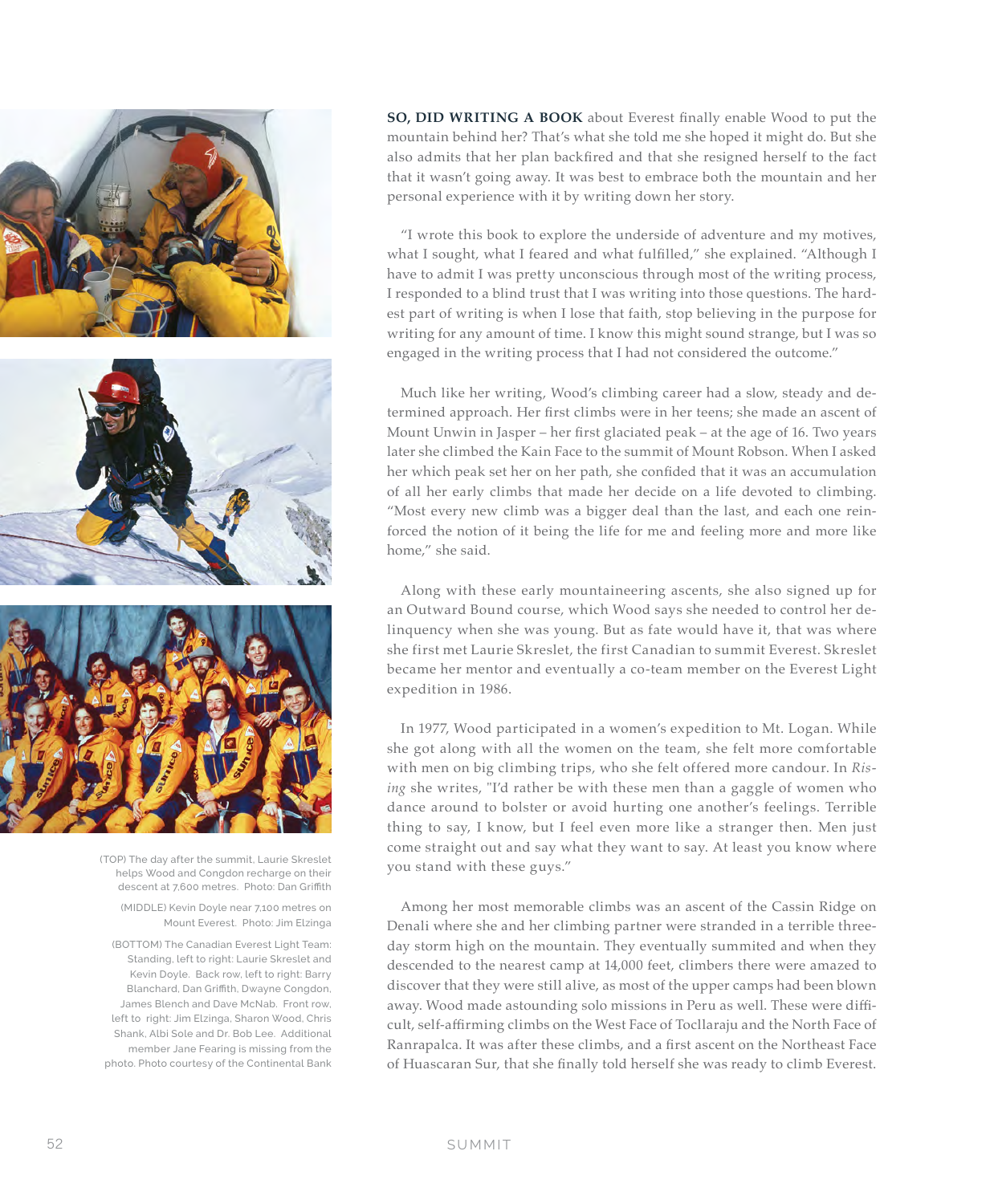(TOP) The day after the summit, Laurie Skreslet helps Wood and Congdon recharge on their descent at 7,600 metres. Photo: Dan Griffith

(MIDDLE) Kevin Doyle near 7,100 metres on Mount Everest. Photo: Jim Elzinga

(BOTTOM) The Canadian Everest Light Team: Standing, left to right: Laurie Skreslet and Kevin Doyle. Back row, left to right: Barry Blanchard, Dan Griffith, Dwayne Congdon, James Blench and Dave McNab. Front row, left to right: Jim Elzinga, Sharon Wood, Chris Shank, Albi Sole and Dr. Bob Lee. Additional member Jane Fearing is missing from the photo. Photo courtesy of the Continental Bank

**SO, DID WRITING A BOOK** about Everest finally enable Wood to put the mountain behind her? That's what she told me she hoped it might do. But she also admits that her plan backfired and that she resigned herself to the fact that it wasn't going away. It was best to embrace both the mountain and her personal experience with it by writing down her story.

"I wrote this book to explore the underside of adventure and my motives, what I sought, what I feared and what fulfilled," she explained. "Although I have to admit I was pretty unconscious through most of the writing process, I responded to a blind trust that I was writing into those questions. The hardest part of writing is when I lose that faith, stop believing in the purpose for writing for any amount of time. I know this might sound strange, but I was so engaged in the writing process that I had not considered the outcome."

Much like her writing, Wood's climbing career had a slow, steady and determined approach. Her first climbs were in her teens; she made an ascent of Mount Unwin in Jasper – her first glaciated peak – at the age of 16. Two years later she climbed the Kain Face to the summit of Mount Robson. When I asked her which peak set her on her path, she confided that it was an accumulation of all her early climbs that made her decide on a life devoted to climbing. "Most every new climb was a bigger deal than the last, and each one reinforced the notion of it being the life for me and feeling more and more like home," she said.

Along with these early mountaineering ascents, she also signed up for an Outward Bound course, which Wood says she needed to control her delinquency when she was young. But as fate would have it, that was where she first met Laurie Skreslet, the first Canadian to summit Everest. Skreslet became her mentor and eventually a co-team member on the Everest Light expedition in 1986.

In 1977, Wood participated in a women's expedition to Mt. Logan. While she got along with all the women on the team, she felt more comfortable with men on big climbing trips, who she felt offered more candour. In *Rising* she writes, "I'd rather be with these men than a gaggle of women who dance around to bolster or avoid hurting one another's feelings. Terrible thing to say, I know, but I feel even more like a stranger then. Men just come straight out and say what they want to say. At least you know where you stand with these guys."

Among her most memorable climbs was an ascent of the Cassin Ridge on Denali where she and her climbing partner were stranded in a terrible three-day storm high on the mountain. They eventually summited and when they descended to the nearest camp at 14,000 feet, climbers there were amazed to discover that they were still alive, as most of the upper camps had been blown away. Wood made astounding solo missions in Peru as well. These were difficult, self-affirming climbs on the West Face of Tocllaraju and the North Face of Ranrapalca. It was after these climbs, and a first ascent on the Northeast Face of Huascaran Sur, that she finally told herself she was ready to climb Everest.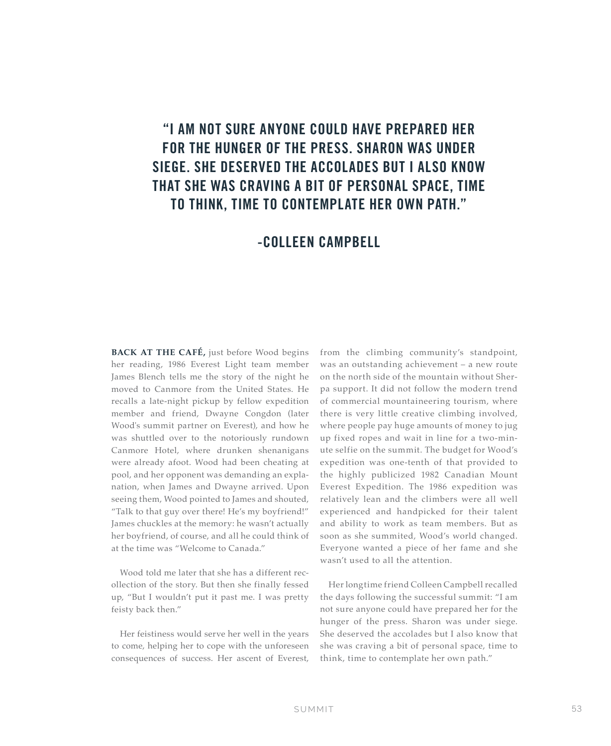> **"I AM NOT SURE ANYONE COULD HAVE PREPARED HER FOR THE HUNGER OF THE PRESS. SHARON WAS UNDER SIEGE. SHE DESERVED THE ACCOLADES BUT I ALSO KNOW THAT SHE WAS CRAVING A BIT OF PERSONAL SPACE, TIME TO THINK, TIME TO CONTEMPLATE HER OWN PATH."**
>
> **-COLLEEN CAMPBELL**

**BACK AT THE CAFÉ,** just before Wood begins her reading, 1986 Everest Light team member James Blench tells me the story of the night he moved to Canmore from the United States. He recalls a late-night pickup by fellow expedition member and friend, Dwayne Congdon (later Wood's summit partner on Everest), and how he was shuttled over to the notoriously rundown Canmore Hotel, where drunken shenanigans were already afoot. Wood had been cheating at pool, and her opponent was demanding an explanation, when James and Dwayne arrived. Upon seeing them, Wood pointed to James and shouted, "Talk to that guy over there! He's my boyfriend!" James chuckles at the memory: he wasn't actually her boyfriend, of course, and all he could think of at the time was "Welcome to Canada."

Wood told me later that she has a different recollection of the story. But then she finally fessed up, "But I wouldn't put it past me. I was pretty feisty back then."

Her feistiness would serve her well in the years to come, helping her to cope with the unforeseen consequences of success. Her ascent of Everest, from the climbing community's standpoint, was an outstanding achievement – a new route on the north side of the mountain without Sherpa support. It did not follow the modern trend of commercial mountaineering tourism, where there is very little creative climbing involved, where people pay huge amounts of money to jug up fixed ropes and wait in line for a two-minute selfie on the summit. The budget for Wood's expedition was one-tenth of that provided to the highly publicized 1982 Canadian Mount Everest Expedition. The 1986 expedition was relatively lean and the climbers were all well experienced and handpicked for their talent and ability to work as team members. But as soon as she summited, Wood's world changed. Everyone wanted a piece of her fame and she wasn't used to all the attention.

Her longtime friend Colleen Campbell recalled the days following the successful summit: "I am not sure anyone could have prepared her for the hunger of the press. Sharon was under siege. She deserved the accolades but I also know that she was craving a bit of personal space, time to think, time to contemplate her own path."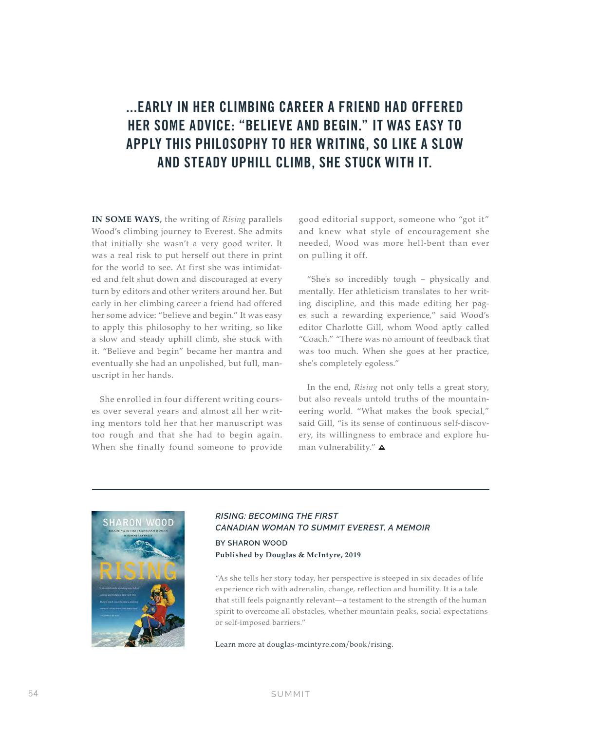## ...EARLY IN HER CLIMBING CAREER A FRIEND HAD OFFERED HER SOME ADVICE: "BELIEVE AND BEGIN." IT WAS EASY TO APPLY THIS PHILOSOPHY TO HER WRITING, SO LIKE A SLOW AND STEADY UPHILL CLIMB, SHE STUCK WITH IT.

**IN SOME WAYS,** the writing of *Rising* parallels Wood's climbing journey to Everest. She admits that initially she wasn't a very good writer. It was a real risk to put herself out there in print for the world to see. At first she was intimidated and felt shut down and discouraged at every turn by editors and other writers around her. But early in her climbing career a friend had offered her some advice: "believe and begin." It was easy to apply this philosophy to her writing, so like a slow and steady uphill climb, she stuck with it. "Believe and begin" became her mantra and eventually she had an unpolished, but full, manuscript in her hands.

She enrolled in four different writing courses over several years and almost all her writing mentors told her that her manuscript was too rough and that she had to begin again. When she finally found someone to provide good editorial support, someone who "got it" and knew what style of encouragement she needed, Wood was more hell-bent than ever on pulling it off.

"She's so incredibly tough – physically and mentally. Her athleticism translates to her writing discipline, and this made editing her pages such a rewarding experience," said Wood's editor Charlotte Gill, whom Wood aptly called "Coach." "There was no amount of feedback that was too much. When she goes at her practice, she's completely egoless."

In the end, *Rising* not only tells a great story, but also reveals untold truths of the mountaineering world. "What makes the book special," said Gill, "is its sense of continuous self-discovery, its willingness to embrace and explore human vulnerability." ▲

---

### *RISING: BECOMING THE FIRST CANADIAN WOMAN TO SUMMIT EVEREST, A MEMOIR*

BY SHARON WOOD
**Published by Douglas & McIntyre, 2019**

"As she tells her story today, her perspective is steeped in six decades of life experience rich with adrenalin, change, reflection and humility. It is a tale that still feels poignantly relevant—a testament to the strength of the human spirit to overcome all obstacles, whether mountain peaks, social expectations or self-imposed barriers."

Learn more at douglas-mcintyre.com/book/rising.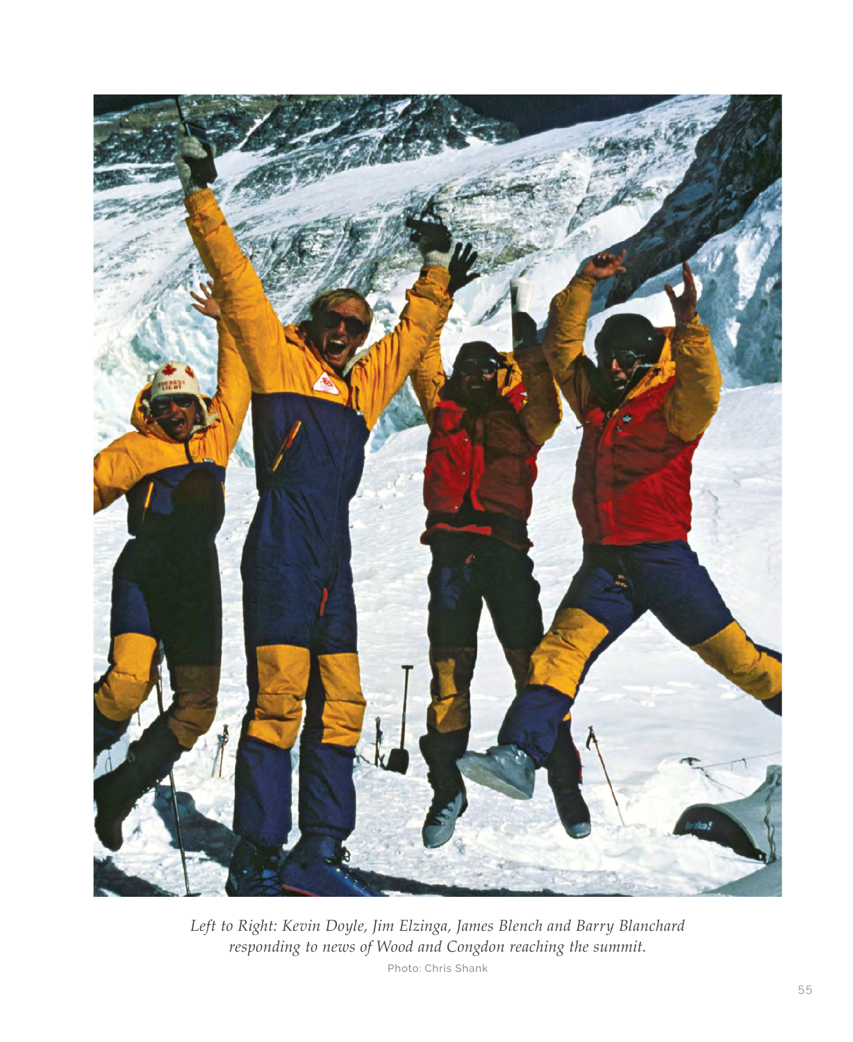*Left to Right: Kevin Doyle, Jim Elzinga, James Blench and Barry Blanchard responding to news of Wood and Congdon reaching the summit.*

Photo: Chris Shank